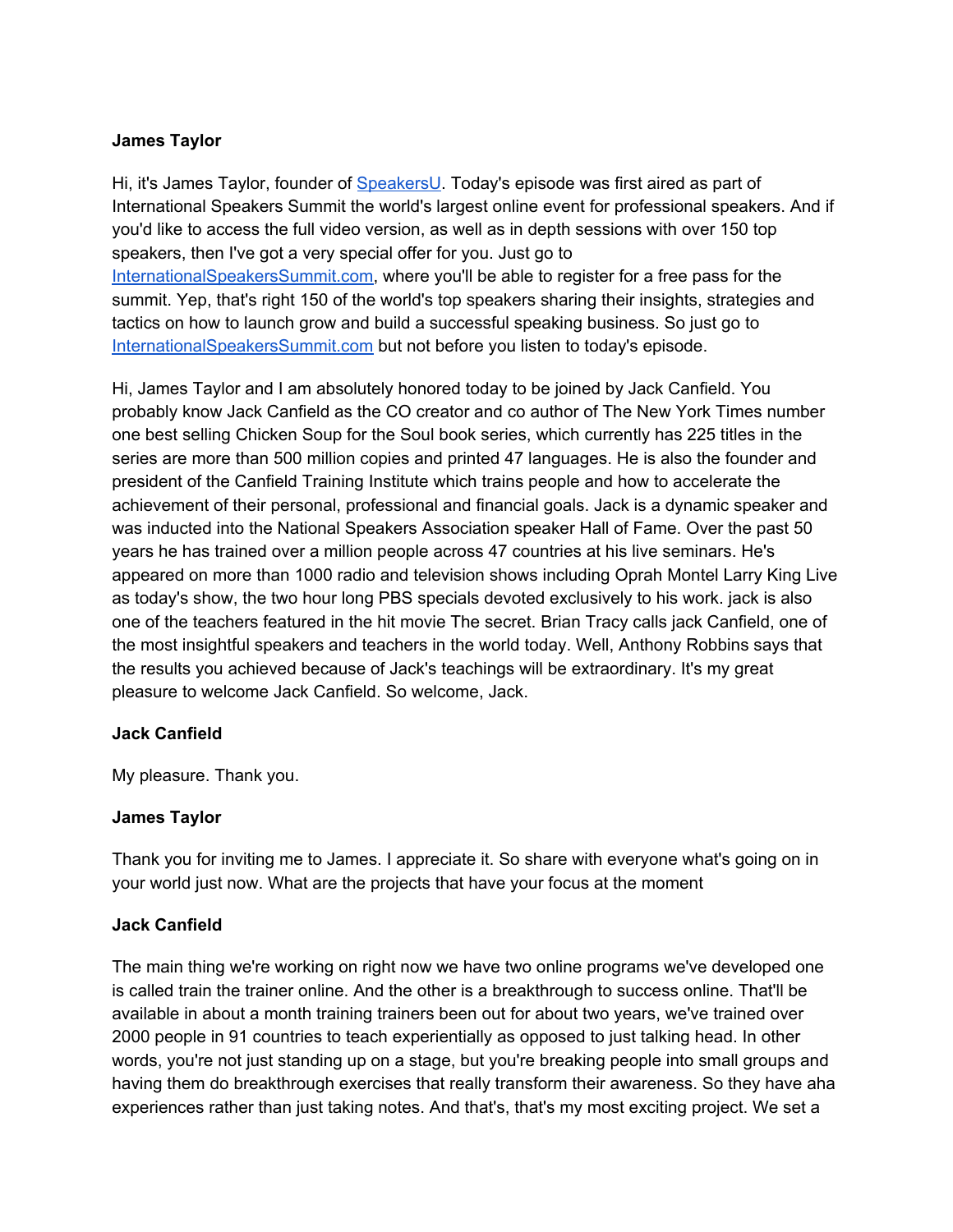**James Taylor**

Hi, it's James Taylor, founder of [SpeakersU](). Today's episode was first aired as part of International Speakers Summit the world's largest online event for professional speakers. And if you'd like to access the full video version, as well as in depth sessions with over 150 top speakers, then I've got a very special offer for you. Just go to [InternationalSpeakersSummit.com](), where you'll be able to register for a free pass for the summit. Yep, that's right 150 of the world's top speakers sharing their insights, strategies and tactics on how to launch grow and build a successful speaking business. So just go to [InternationalSpeakersSummit.com]() but not before you listen to today's episode.

Hi, James Taylor and I am absolutely honored today to be joined by Jack Canfield. You probably know Jack Canfield as the CO creator and co author of The New York Times number one best selling Chicken Soup for the Soul book series, which currently has 225 titles in the series are more than 500 million copies and printed 47 languages. He is also the founder and president of the Canfield Training Institute which trains people and how to accelerate the achievement of their personal, professional and financial goals. Jack is a dynamic speaker and was inducted into the National Speakers Association speaker Hall of Fame. Over the past 50 years he has trained over a million people across 47 countries at his live seminars. He's appeared on more than 1000 radio and television shows including Oprah Montel Larry King Live as today's show, the two hour long PBS specials devoted exclusively to his work. jack is also one of the teachers featured in the hit movie The secret. Brian Tracy calls jack Canfield, one of the most insightful speakers and teachers in the world today. Well, Anthony Robbins says that the results you achieved because of Jack's teachings will be extraordinary. It's my great pleasure to welcome Jack Canfield. So welcome, Jack.

**Jack Canfield**

My pleasure. Thank you.

**James Taylor**

Thank you for inviting me to James. I appreciate it. So share with everyone what's going on in your world just now. What are the projects that have your focus at the moment

**Jack Canfield**

The main thing we're working on right now we have two online programs we've developed one is called train the trainer online. And the other is a breakthrough to success online. That'll be available in about a month training trainers been out for about two years, we've trained over 2000 people in 91 countries to teach experientially as opposed to just talking head. In other words, you're not just standing up on a stage, but you're breaking people into small groups and having them do breakthrough exercises that really transform their awareness. So they have aha experiences rather than just taking notes. And that's, that's my most exciting project. We set a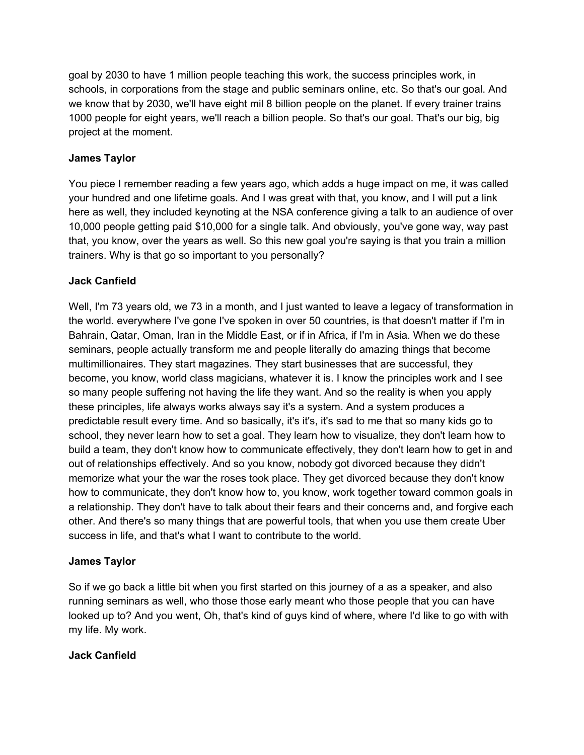goal by 2030 to have 1 million people teaching this work, the success principles work, in schools, in corporations from the stage and public seminars online, etc. So that's our goal. And we know that by 2030, we'll have eight mil 8 billion people on the planet. If every trainer trains 1000 people for eight years, we'll reach a billion people. So that's our goal. That's our big, big project at the moment.

**James Taylor**

You piece I remember reading a few years ago, which adds a huge impact on me, it was called your hundred and one lifetime goals. And I was great with that, you know, and I will put a link here as well, they included keynoting at the NSA conference giving a talk to an audience of over 10,000 people getting paid $10,000 for a single talk. And obviously, you've gone way, way past that, you know, over the years as well. So this new goal you're saying is that you train a million trainers. Why is that go so important to you personally?

**Jack Canfield**

Well, I'm 73 years old, we 73 in a month, and I just wanted to leave a legacy of transformation in the world. everywhere I've gone I've spoken in over 50 countries, is that doesn't matter if I'm in Bahrain, Qatar, Oman, Iran in the Middle East, or if in Africa, if I'm in Asia. When we do these seminars, people actually transform me and people literally do amazing things that become multimillionaires. They start magazines. They start businesses that are successful, they become, you know, world class magicians, whatever it is. I know the principles work and I see so many people suffering not having the life they want. And so the reality is when you apply these principles, life always works always say it's a system. And a system produces a predictable result every time. And so basically, it's it's, it's sad to me that so many kids go to school, they never learn how to set a goal. They learn how to visualize, they don't learn how to build a team, they don't know how to communicate effectively, they don't learn how to get in and out of relationships effectively. And so you know, nobody got divorced because they didn't memorize what your the war the roses took place. They get divorced because they don't know how to communicate, they don't know how to, you know, work together toward common goals in a relationship. They don't have to talk about their fears and their concerns and, and forgive each other. And there's so many things that are powerful tools, that when you use them create Uber success in life, and that's what I want to contribute to the world.

**James Taylor**

So if we go back a little bit when you first started on this journey of a as a speaker, and also running seminars as well, who those those early meant who those people that you can have looked up to? And you went, Oh, that's kind of guys kind of where, where I'd like to go with with my life. My work.

**Jack Canfield**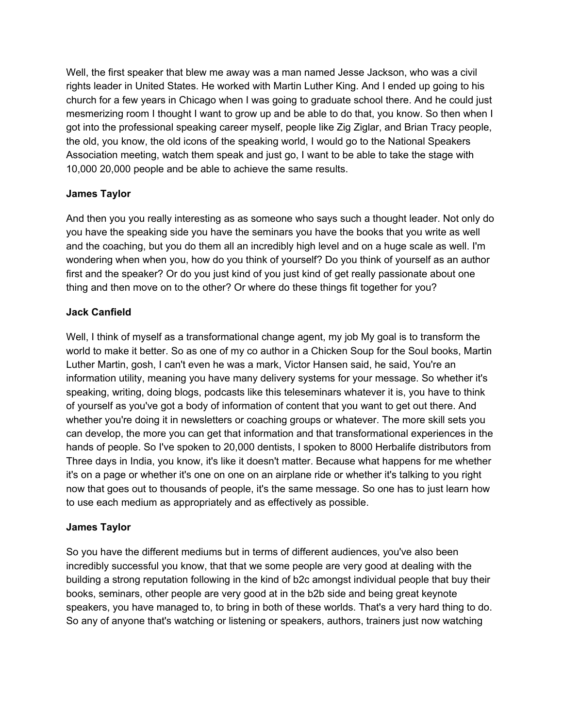Well, the first speaker that blew me away was a man named Jesse Jackson, who was a civil rights leader in United States. He worked with Martin Luther King. And I ended up going to his church for a few years in Chicago when I was going to graduate school there. And he could just mesmerizing room I thought I want to grow up and be able to do that, you know. So then when I got into the professional speaking career myself, people like Zig Ziglar, and Brian Tracy people, the old, you know, the old icons of the speaking world, I would go to the National Speakers Association meeting, watch them speak and just go, I want to be able to take the stage with 10,000 20,000 people and be able to achieve the same results.

**James Taylor**

And then you you really interesting as as someone who says such a thought leader. Not only do you have the speaking side you have the seminars you have the books that you write as well and the coaching, but you do them all an incredibly high level and on a huge scale as well. I'm wondering when when you, how do you think of yourself? Do you think of yourself as an author first and the speaker? Or do you just kind of you just kind of get really passionate about one thing and then move on to the other? Or where do these things fit together for you?

**Jack Canfield**

Well, I think of myself as a transformational change agent, my job My goal is to transform the world to make it better. So as one of my co author in a Chicken Soup for the Soul books, Martin Luther Martin, gosh, I can't even he was a mark, Victor Hansen said, he said, You're an information utility, meaning you have many delivery systems for your message. So whether it's speaking, writing, doing blogs, podcasts like this teleseminars whatever it is, you have to think of yourself as you've got a body of information of content that you want to get out there. And whether you're doing it in newsletters or coaching groups or whatever. The more skill sets you can develop, the more you can get that information and that transformational experiences in the hands of people. So I've spoken to 20,000 dentists, I spoken to 8000 Herbalife distributors from Three days in India, you know, it's like it doesn't matter. Because what happens for me whether it's on a page or whether it's one on one on an airplane ride or whether it's talking to you right now that goes out to thousands of people, it's the same message. So one has to just learn how to use each medium as appropriately and as effectively as possible.

**James Taylor**

So you have the different mediums but in terms of different audiences, you've also been incredibly successful you know, that that we some people are very good at dealing with the building a strong reputation following in the kind of b2c amongst individual people that buy their books, seminars, other people are very good at in the b2b side and being great keynote speakers, you have managed to, to bring in both of these worlds. That's a very hard thing to do. So any of anyone that's watching or listening or speakers, authors, trainers just now watching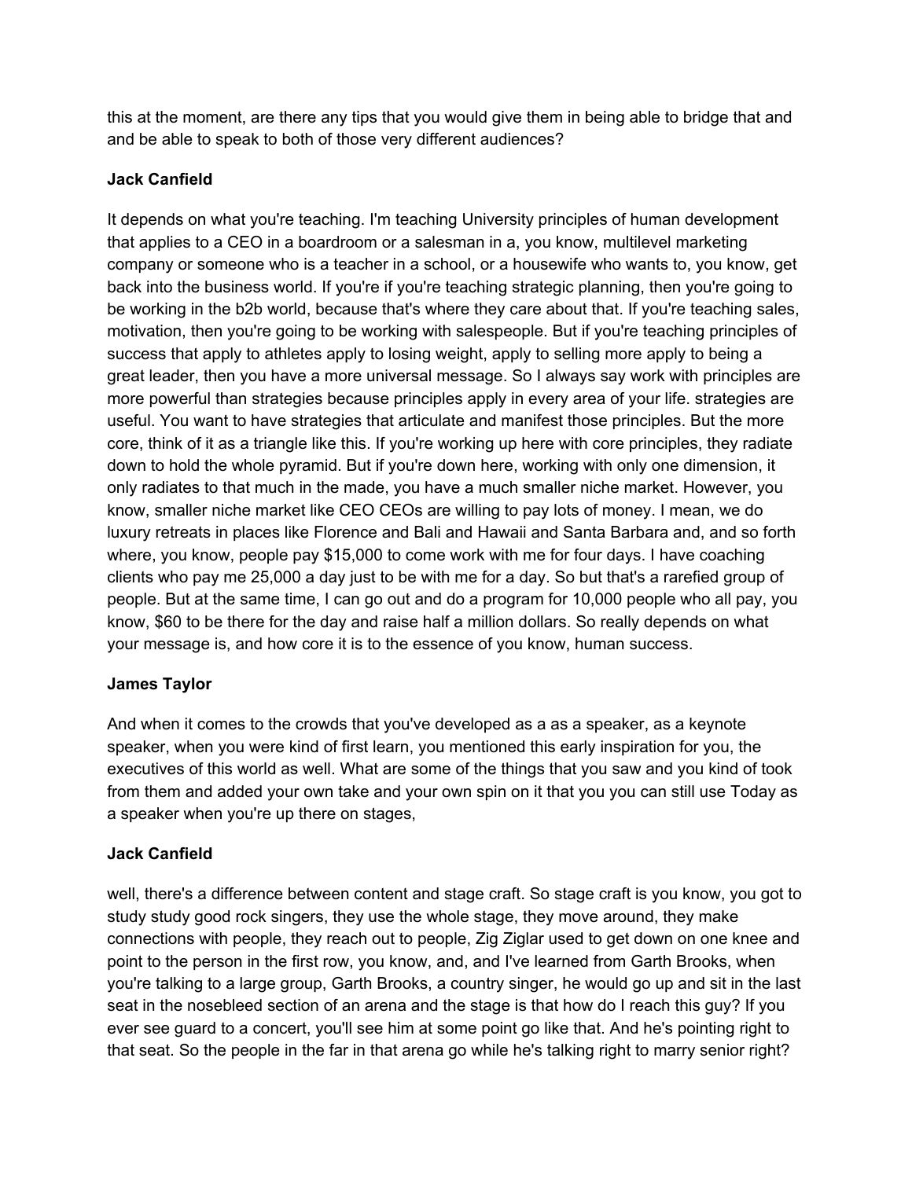this at the moment, are there any tips that you would give them in being able to bridge that and and be able to speak to both of those very different audiences?

**Jack Canfield**

It depends on what you're teaching. I'm teaching University principles of human development that applies to a CEO in a boardroom or a salesman in a, you know, multilevel marketing company or someone who is a teacher in a school, or a housewife who wants to, you know, get back into the business world. If you're if you're teaching strategic planning, then you're going to be working in the b2b world, because that's where they care about that. If you're teaching sales, motivation, then you're going to be working with salespeople. But if you're teaching principles of success that apply to athletes apply to losing weight, apply to selling more apply to being a great leader, then you have a more universal message. So I always say work with principles are more powerful than strategies because principles apply in every area of your life. strategies are useful. You want to have strategies that articulate and manifest those principles. But the more core, think of it as a triangle like this. If you're working up here with core principles, they radiate down to hold the whole pyramid. But if you're down here, working with only one dimension, it only radiates to that much in the made, you have a much smaller niche market. However, you know, smaller niche market like CEO CEOs are willing to pay lots of money. I mean, we do luxury retreats in places like Florence and Bali and Hawaii and Santa Barbara and, and so forth where, you know, people pay $15,000 to come work with me for four days. I have coaching clients who pay me 25,000 a day just to be with me for a day. So but that's a rarefied group of people. But at the same time, I can go out and do a program for 10,000 people who all pay, you know, $60 to be there for the day and raise half a million dollars. So really depends on what your message is, and how core it is to the essence of you know, human success.

**James Taylor**

And when it comes to the crowds that you've developed as a as a speaker, as a keynote speaker, when you were kind of first learn, you mentioned this early inspiration for you, the executives of this world as well. What are some of the things that you saw and you kind of took from them and added your own take and your own spin on it that you you can still use Today as a speaker when you're up there on stages,

**Jack Canfield**

well, there's a difference between content and stage craft. So stage craft is you know, you got to study study good rock singers, they use the whole stage, they move around, they make connections with people, they reach out to people, Zig Ziglar used to get down on one knee and point to the person in the first row, you know, and, and I've learned from Garth Brooks, when you're talking to a large group, Garth Brooks, a country singer, he would go up and sit in the last seat in the nosebleed section of an arena and the stage is that how do I reach this guy? If you ever see guard to a concert, you'll see him at some point go like that. And he's pointing right to that seat. So the people in the far in that arena go while he's talking right to marry senior right?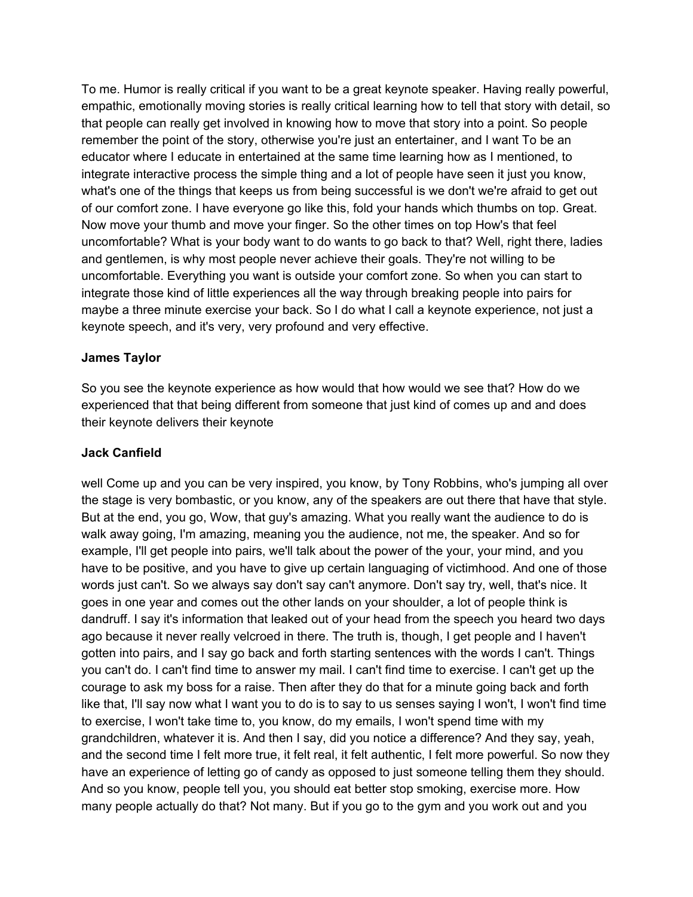To me. Humor is really critical if you want to be a great keynote speaker. Having really powerful, empathic, emotionally moving stories is really critical learning how to tell that story with detail, so that people can really get involved in knowing how to move that story into a point. So people remember the point of the story, otherwise you're just an entertainer, and I want To be an educator where I educate in entertained at the same time learning how as I mentioned, to integrate interactive process the simple thing and a lot of people have seen it just you know, what's one of the things that keeps us from being successful is we don't we're afraid to get out of our comfort zone. I have everyone go like this, fold your hands which thumbs on top. Great. Now move your thumb and move your finger. So the other times on top How's that feel uncomfortable? What is your body want to do wants to go back to that? Well, right there, ladies and gentlemen, is why most people never achieve their goals. They're not willing to be uncomfortable. Everything you want is outside your comfort zone. So when you can start to integrate those kind of little experiences all the way through breaking people into pairs for maybe a three minute exercise your back. So I do what I call a keynote experience, not just a keynote speech, and it's very, very profound and very effective.

**James Taylor**

So you see the keynote experience as how would that how would we see that? How do we experienced that that being different from someone that just kind of comes up and and does their keynote delivers their keynote

**Jack Canfield**

well Come up and you can be very inspired, you know, by Tony Robbins, who's jumping all over the stage is very bombastic, or you know, any of the speakers are out there that have that style. But at the end, you go, Wow, that guy's amazing. What you really want the audience to do is walk away going, I'm amazing, meaning you the audience, not me, the speaker. And so for example, I'll get people into pairs, we'll talk about the power of the your, your mind, and you have to be positive, and you have to give up certain languaging of victimhood. And one of those words just can't. So we always say don't say can't anymore. Don't say try, well, that's nice. It goes in one year and comes out the other lands on your shoulder, a lot of people think is dandruff. I say it's information that leaked out of your head from the speech you heard two days ago because it never really velcroed in there. The truth is, though, I get people and I haven't gotten into pairs, and I say go back and forth starting sentences with the words I can't. Things you can't do. I can't find time to answer my mail. I can't find time to exercise. I can't get up the courage to ask my boss for a raise. Then after they do that for a minute going back and forth like that, I'll say now what I want you to do is to say to us senses saying I won't, I won't find time to exercise, I won't take time to, you know, do my emails, I won't spend time with my grandchildren, whatever it is. And then I say, did you notice a difference? And they say, yeah, and the second time I felt more true, it felt real, it felt authentic, I felt more powerful. So now they have an experience of letting go of candy as opposed to just someone telling them they should. And so you know, people tell you, you should eat better stop smoking, exercise more. How many people actually do that? Not many. But if you go to the gym and you work out and you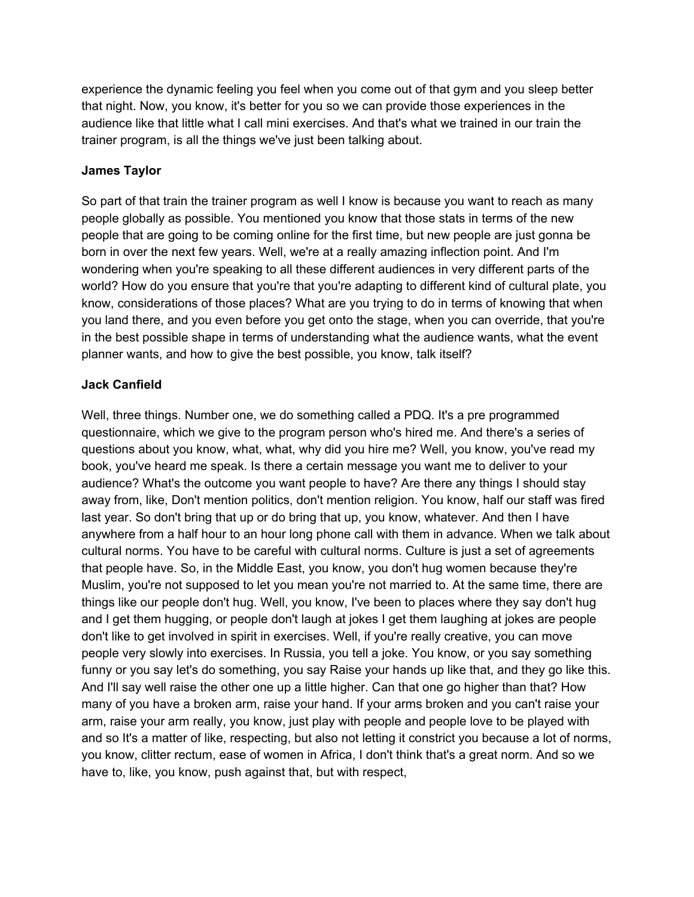experience the dynamic feeling you feel when you come out of that gym and you sleep better that night. Now, you know, it's better for you so we can provide those experiences in the audience like that little what I call mini exercises. And that's what we trained in our train the trainer program, is all the things we've just been talking about.

**James Taylor**

So part of that train the trainer program as well I know is because you want to reach as many people globally as possible. You mentioned you know that those stats in terms of the new people that are going to be coming online for the first time, but new people are just gonna be born in over the next few years. Well, we're at a really amazing inflection point. And I'm wondering when you're speaking to all these different audiences in very different parts of the world? How do you ensure that you're that you're adapting to different kind of cultural plate, you know, considerations of those places? What are you trying to do in terms of knowing that when you land there, and you even before you get onto the stage, when you can override, that you're in the best possible shape in terms of understanding what the audience wants, what the event planner wants, and how to give the best possible, you know, talk itself?

**Jack Canfield**

Well, three things. Number one, we do something called a PDQ. It's a pre programmed questionnaire, which we give to the program person who's hired me. And there's a series of questions about you know, what, what, why did you hire me? Well, you know, you've read my book, you've heard me speak. Is there a certain message you want me to deliver to your audience? What's the outcome you want people to have? Are there any things I should stay away from, like, Don't mention politics, don't mention religion. You know, half our staff was fired last year. So don't bring that up or do bring that up, you know, whatever. And then I have anywhere from a half hour to an hour long phone call with them in advance. When we talk about cultural norms. You have to be careful with cultural norms. Culture is just a set of agreements that people have. So, in the Middle East, you know, you don't hug women because they're Muslim, you're not supposed to let you mean you're not married to. At the same time, there are things like our people don't hug. Well, you know, I've been to places where they say don't hug and I get them hugging, or people don't laugh at jokes I get them laughing at jokes are people don't like to get involved in spirit in exercises. Well, if you're really creative, you can move people very slowly into exercises. In Russia, you tell a joke. You know, or you say something funny or you say let's do something, you say Raise your hands up like that, and they go like this. And I'll say well raise the other one up a little higher. Can that one go higher than that? How many of you have a broken arm, raise your hand. If your arms broken and you can't raise your arm, raise your arm really, you know, just play with people and people love to be played with and so It's a matter of like, respecting, but also not letting it constrict you because a lot of norms, you know, clitter rectum, ease of women in Africa, I don't think that's a great norm. And so we have to, like, you know, push against that, but with respect,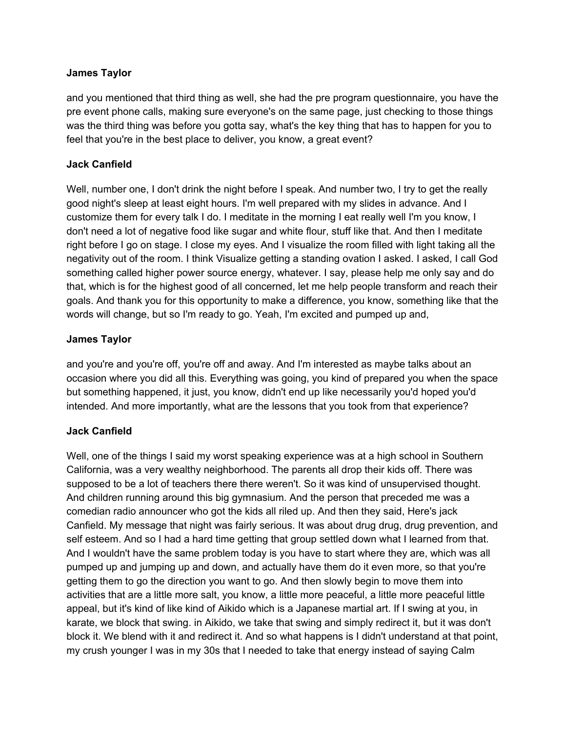**James Taylor**

and you mentioned that third thing as well, she had the pre program questionnaire, you have the pre event phone calls, making sure everyone's on the same page, just checking to those things was the third thing was before you gotta say, what's the key thing that has to happen for you to feel that you're in the best place to deliver, you know, a great event?

**Jack Canfield**

Well, number one, I don't drink the night before I speak. And number two, I try to get the really good night's sleep at least eight hours. I'm well prepared with my slides in advance. And I customize them for every talk I do. I meditate in the morning I eat really well I'm you know, I don't need a lot of negative food like sugar and white flour, stuff like that. And then I meditate right before I go on stage. I close my eyes. And I visualize the room filled with light taking all the negativity out of the room. I think Visualize getting a standing ovation I asked. I asked, I call God something called higher power source energy, whatever. I say, please help me only say and do that, which is for the highest good of all concerned, let me help people transform and reach their goals. And thank you for this opportunity to make a difference, you know, something like that the words will change, but so I'm ready to go. Yeah, I'm excited and pumped up and,

**James Taylor**

and you're and you're off, you're off and away. And I'm interested as maybe talks about an occasion where you did all this. Everything was going, you kind of prepared you when the space but something happened, it just, you know, didn't end up like necessarily you'd hoped you'd intended. And more importantly, what are the lessons that you took from that experience?

**Jack Canfield**

Well, one of the things I said my worst speaking experience was at a high school in Southern California, was a very wealthy neighborhood. The parents all drop their kids off. There was supposed to be a lot of teachers there there weren't. So it was kind of unsupervised thought. And children running around this big gymnasium. And the person that preceded me was a comedian radio announcer who got the kids all riled up. And then they said, Here's jack Canfield. My message that night was fairly serious. It was about drug drug, drug prevention, and self esteem. And so I had a hard time getting that group settled down what I learned from that. And I wouldn't have the same problem today is you have to start where they are, which was all pumped up and jumping up and down, and actually have them do it even more, so that you're getting them to go the direction you want to go. And then slowly begin to move them into activities that are a little more salt, you know, a little more peaceful, a little more peaceful little appeal, but it's kind of like kind of Aikido which is a Japanese martial art. If I swing at you, in karate, we block that swing. in Aikido, we take that swing and simply redirect it, but it was don't block it. We blend with it and redirect it. And so what happens is I didn't understand at that point, my crush younger I was in my 30s that I needed to take that energy instead of saying Calm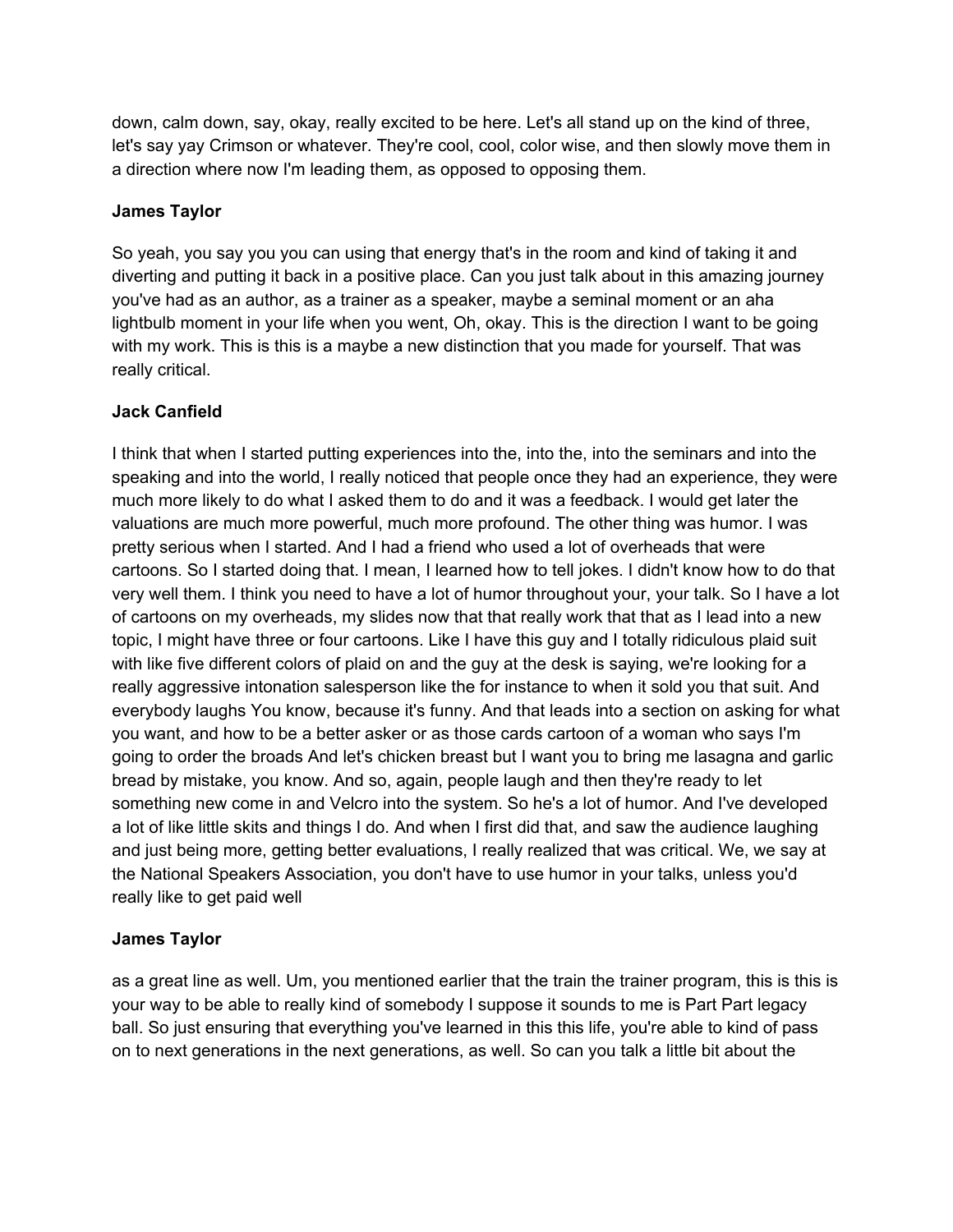down, calm down, say, okay, really excited to be here. Let's all stand up on the kind of three, let's say yay Crimson or whatever. They're cool, cool, color wise, and then slowly move them in a direction where now I'm leading them, as opposed to opposing them.

**James Taylor**

So yeah, you say you you can using that energy that's in the room and kind of taking it and diverting and putting it back in a positive place. Can you just talk about in this amazing journey you've had as an author, as a trainer as a speaker, maybe a seminal moment or an aha lightbulb moment in your life when you went, Oh, okay. This is the direction I want to be going with my work. This is this is a maybe a new distinction that you made for yourself. That was really critical.

**Jack Canfield**

I think that when I started putting experiences into the, into the, into the seminars and into the speaking and into the world, I really noticed that people once they had an experience, they were much more likely to do what I asked them to do and it was a feedback. I would get later the valuations are much more powerful, much more profound. The other thing was humor. I was pretty serious when I started. And I had a friend who used a lot of overheads that were cartoons. So I started doing that. I mean, I learned how to tell jokes. I didn't know how to do that very well them. I think you need to have a lot of humor throughout your, your talk. So I have a lot of cartoons on my overheads, my slides now that that really work that that as I lead into a new topic, I might have three or four cartoons. Like I have this guy and I totally ridiculous plaid suit with like five different colors of plaid on and the guy at the desk is saying, we're looking for a really aggressive intonation salesperson like the for instance to when it sold you that suit. And everybody laughs You know, because it's funny. And that leads into a section on asking for what you want, and how to be a better asker or as those cards cartoon of a woman who says I'm going to order the broads And let's chicken breast but I want you to bring me lasagna and garlic bread by mistake, you know. And so, again, people laugh and then they're ready to let something new come in and Velcro into the system. So he's a lot of humor. And I've developed a lot of like little skits and things I do. And when I first did that, and saw the audience laughing and just being more, getting better evaluations, I really realized that was critical. We, we say at the National Speakers Association, you don't have to use humor in your talks, unless you'd really like to get paid well

**James Taylor**

as a great line as well. Um, you mentioned earlier that the train the trainer program, this is this is your way to be able to really kind of somebody I suppose it sounds to me is Part Part legacy ball. So just ensuring that everything you've learned in this this life, you're able to kind of pass on to next generations in the next generations, as well. So can you talk a little bit about the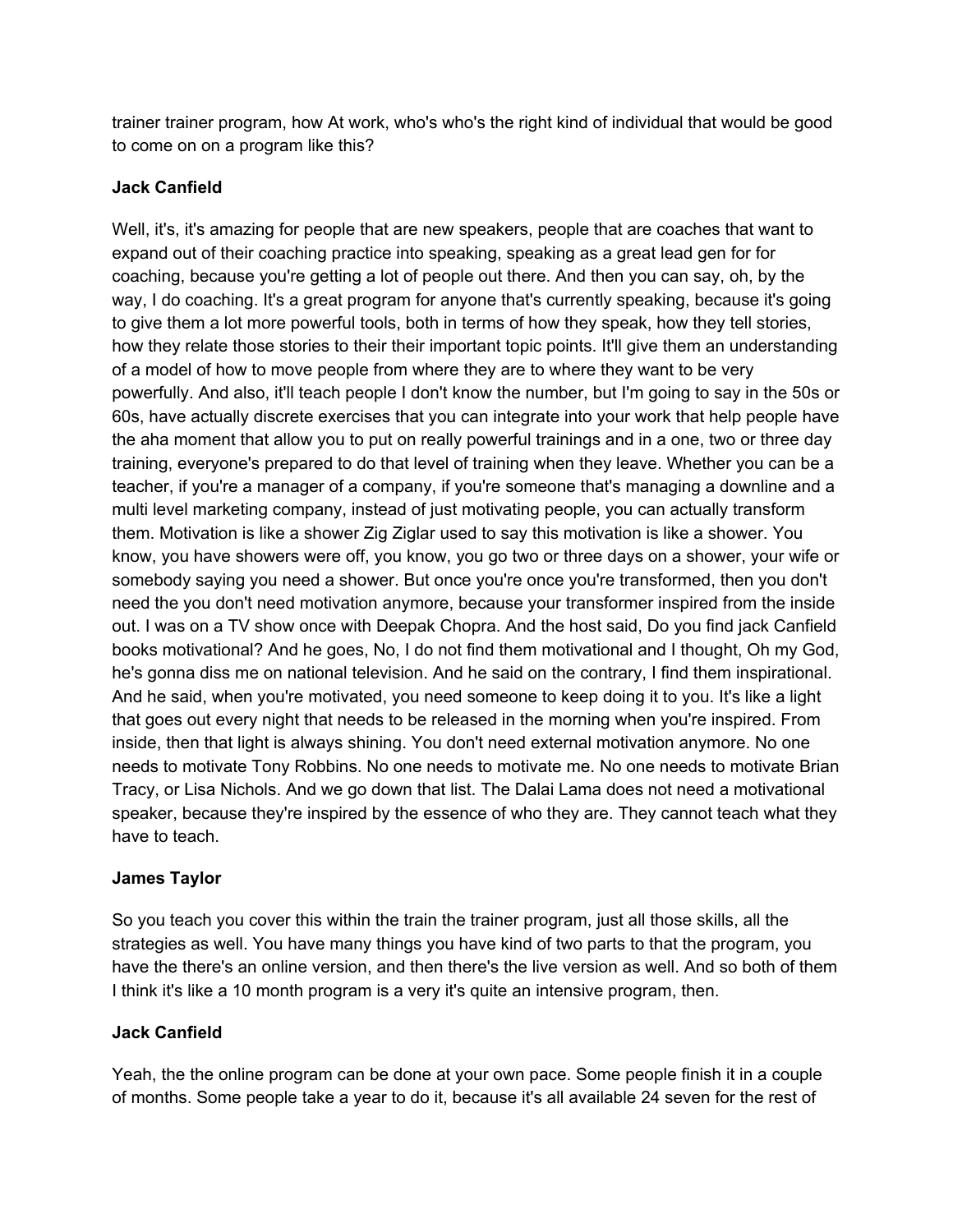trainer trainer program, how At work, who's who's the right kind of individual that would be good to come on on a program like this?

**Jack Canfield**

Well, it's, it's amazing for people that are new speakers, people that are coaches that want to expand out of their coaching practice into speaking, speaking as a great lead gen for for coaching, because you're getting a lot of people out there. And then you can say, oh, by the way, I do coaching. It's a great program for anyone that's currently speaking, because it's going to give them a lot more powerful tools, both in terms of how they speak, how they tell stories, how they relate those stories to their their important topic points. It'll give them an understanding of a model of how to move people from where they are to where they want to be very powerfully. And also, it'll teach people I don't know the number, but I'm going to say in the 50s or 60s, have actually discrete exercises that you can integrate into your work that help people have the aha moment that allow you to put on really powerful trainings and in a one, two or three day training, everyone's prepared to do that level of training when they leave. Whether you can be a teacher, if you're a manager of a company, if you're someone that's managing a downline and a multi level marketing company, instead of just motivating people, you can actually transform them. Motivation is like a shower Zig Ziglar used to say this motivation is like a shower. You know, you have showers were off, you know, you go two or three days on a shower, your wife or somebody saying you need a shower. But once you're once you're transformed, then you don't need the you don't need motivation anymore, because your transformer inspired from the inside out. I was on a TV show once with Deepak Chopra. And the host said, Do you find jack Canfield books motivational? And he goes, No, I do not find them motivational and I thought, Oh my God, he's gonna diss me on national television. And he said on the contrary, I find them inspirational. And he said, when you're motivated, you need someone to keep doing it to you. It's like a light that goes out every night that needs to be released in the morning when you're inspired. From inside, then that light is always shining. You don't need external motivation anymore. No one needs to motivate Tony Robbins. No one needs to motivate me. No one needs to motivate Brian Tracy, or Lisa Nichols. And we go down that list. The Dalai Lama does not need a motivational speaker, because they're inspired by the essence of who they are. They cannot teach what they have to teach.

**James Taylor**

So you teach you cover this within the train the trainer program, just all those skills, all the strategies as well. You have many things you have kind of two parts to that the program, you have the there's an online version, and then there's the live version as well. And so both of them I think it's like a 10 month program is a very it's quite an intensive program, then.

**Jack Canfield**

Yeah, the the online program can be done at your own pace. Some people finish it in a couple of months. Some people take a year to do it, because it's all available 24 seven for the rest of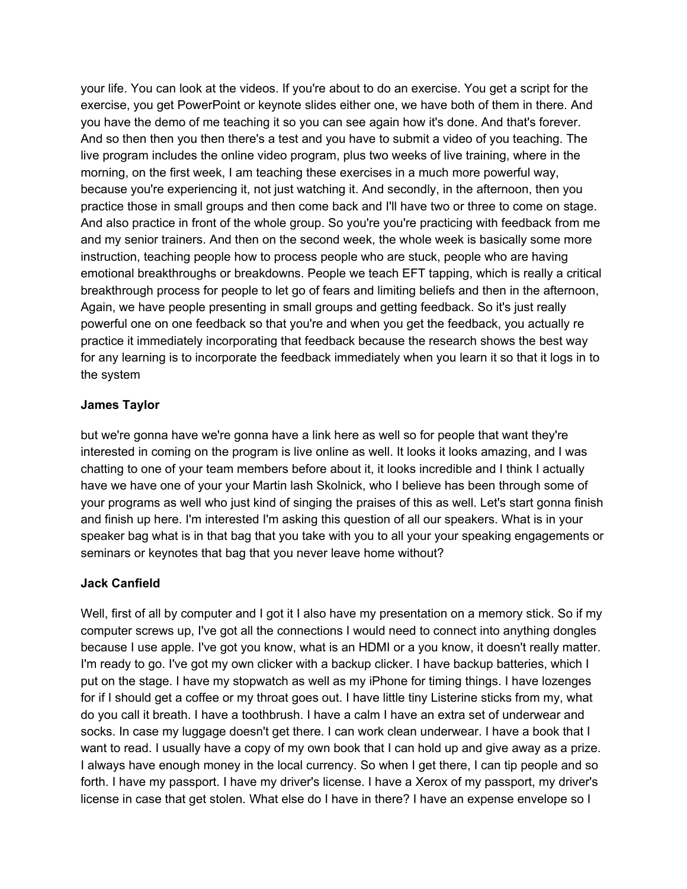your life. You can look at the videos. If you're about to do an exercise. You get a script for the exercise, you get PowerPoint or keynote slides either one, we have both of them in there. And you have the demo of me teaching it so you can see again how it's done. And that's forever. And so then then you then there's a test and you have to submit a video of you teaching. The live program includes the online video program, plus two weeks of live training, where in the morning, on the first week, I am teaching these exercises in a much more powerful way, because you're experiencing it, not just watching it. And secondly, in the afternoon, then you practice those in small groups and then come back and I'll have two or three to come on stage. And also practice in front of the whole group. So you're you're practicing with feedback from me and my senior trainers. And then on the second week, the whole week is basically some more instruction, teaching people how to process people who are stuck, people who are having emotional breakthroughs or breakdowns. People we teach EFT tapping, which is really a critical breakthrough process for people to let go of fears and limiting beliefs and then in the afternoon, Again, we have people presenting in small groups and getting feedback. So it's just really powerful one on one feedback so that you're and when you get the feedback, you actually re practice it immediately incorporating that feedback because the research shows the best way for any learning is to incorporate the feedback immediately when you learn it so that it logs in to the system

**James Taylor**

but we're gonna have we're gonna have a link here as well so for people that want they're interested in coming on the program is live online as well. It looks it looks amazing, and I was chatting to one of your team members before about it, it looks incredible and I think I actually have we have one of your your Martin lash Skolnick, who I believe has been through some of your programs as well who just kind of singing the praises of this as well. Let's start gonna finish and finish up here. I'm interested I'm asking this question of all our speakers. What is in your speaker bag what is in that bag that you take with you to all your your speaking engagements or seminars or keynotes that bag that you never leave home without?

**Jack Canfield**

Well, first of all by computer and I got it I also have my presentation on a memory stick. So if my computer screws up, I've got all the connections I would need to connect into anything dongles because I use apple. I've got you know, what is an HDMI or a you know, it doesn't really matter. I'm ready to go. I've got my own clicker with a backup clicker. I have backup batteries, which I put on the stage. I have my stopwatch as well as my iPhone for timing things. I have lozenges for if I should get a coffee or my throat goes out. I have little tiny Listerine sticks from my, what do you call it breath. I have a toothbrush. I have a calm I have an extra set of underwear and socks. In case my luggage doesn't get there. I can work clean underwear. I have a book that I want to read. I usually have a copy of my own book that I can hold up and give away as a prize. I always have enough money in the local currency. So when I get there, I can tip people and so forth. I have my passport. I have my driver's license. I have a Xerox of my passport, my driver's license in case that get stolen. What else do I have in there? I have an expense envelope so I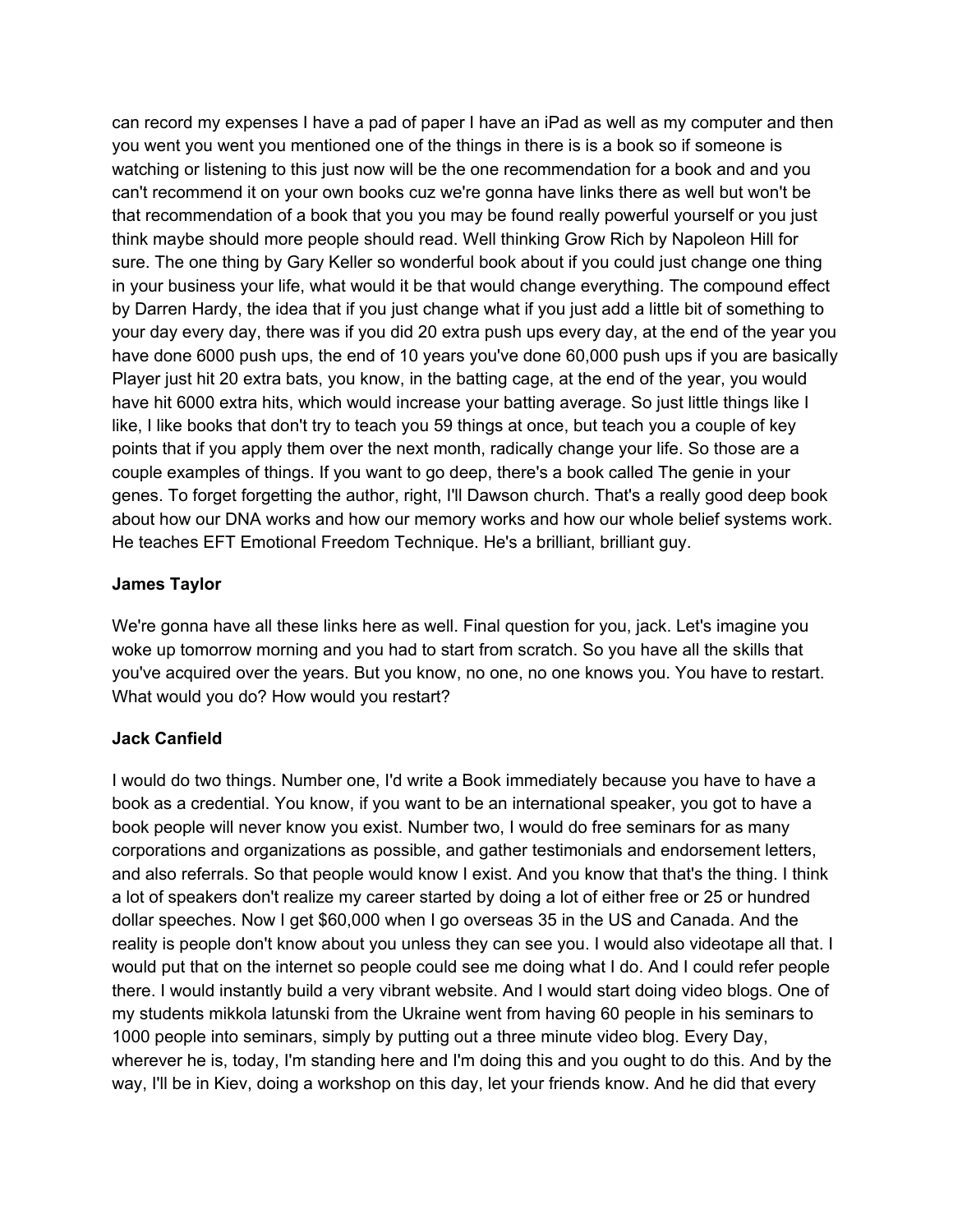can record my expenses I have a pad of paper I have an iPad as well as my computer and then you went you went you mentioned one of the things in there is is a book so if someone is watching or listening to this just now will be the one recommendation for a book and and you can't recommend it on your own books cuz we're gonna have links there as well but won't be that recommendation of a book that you you may be found really powerful yourself or you just think maybe should more people should read. Well thinking Grow Rich by Napoleon Hill for sure. The one thing by Gary Keller so wonderful book about if you could just change one thing in your business your life, what would it be that would change everything. The compound effect by Darren Hardy, the idea that if you just change what if you just add a little bit of something to your day every day, there was if you did 20 extra push ups every day, at the end of the year you have done 6000 push ups, the end of 10 years you've done 60,000 push ups if you are basically Player just hit 20 extra bats, you know, in the batting cage, at the end of the year, you would have hit 6000 extra hits, which would increase your batting average. So just little things like I like, I like books that don't try to teach you 59 things at once, but teach you a couple of key points that if you apply them over the next month, radically change your life. So those are a couple examples of things. If you want to go deep, there's a book called The genie in your genes. To forget forgetting the author, right, I'll Dawson church. That's a really good deep book about how our DNA works and how our memory works and how our whole belief systems work. He teaches EFT Emotional Freedom Technique. He's a brilliant, brilliant guy.

**James Taylor**

We're gonna have all these links here as well. Final question for you, jack. Let's imagine you woke up tomorrow morning and you had to start from scratch. So you have all the skills that you've acquired over the years. But you know, no one, no one knows you. You have to restart. What would you do? How would you restart?

**Jack Canfield**

I would do two things. Number one, I'd write a Book immediately because you have to have a book as a credential. You know, if you want to be an international speaker, you got to have a book people will never know you exist. Number two, I would do free seminars for as many corporations and organizations as possible, and gather testimonials and endorsement letters, and also referrals. So that people would know I exist. And you know that that's the thing. I think a lot of speakers don't realize my career started by doing a lot of either free or 25 or hundred dollar speeches. Now I get $60,000 when I go overseas 35 in the US and Canada. And the reality is people don't know about you unless they can see you. I would also videotape all that. I would put that on the internet so people could see me doing what I do. And I could refer people there. I would instantly build a very vibrant website. And I would start doing video blogs. One of my students mikkola latunski from the Ukraine went from having 60 people in his seminars to 1000 people into seminars, simply by putting out a three minute video blog. Every Day, wherever he is, today, I'm standing here and I'm doing this and you ought to do this. And by the way, I'll be in Kiev, doing a workshop on this day, let your friends know. And he did that every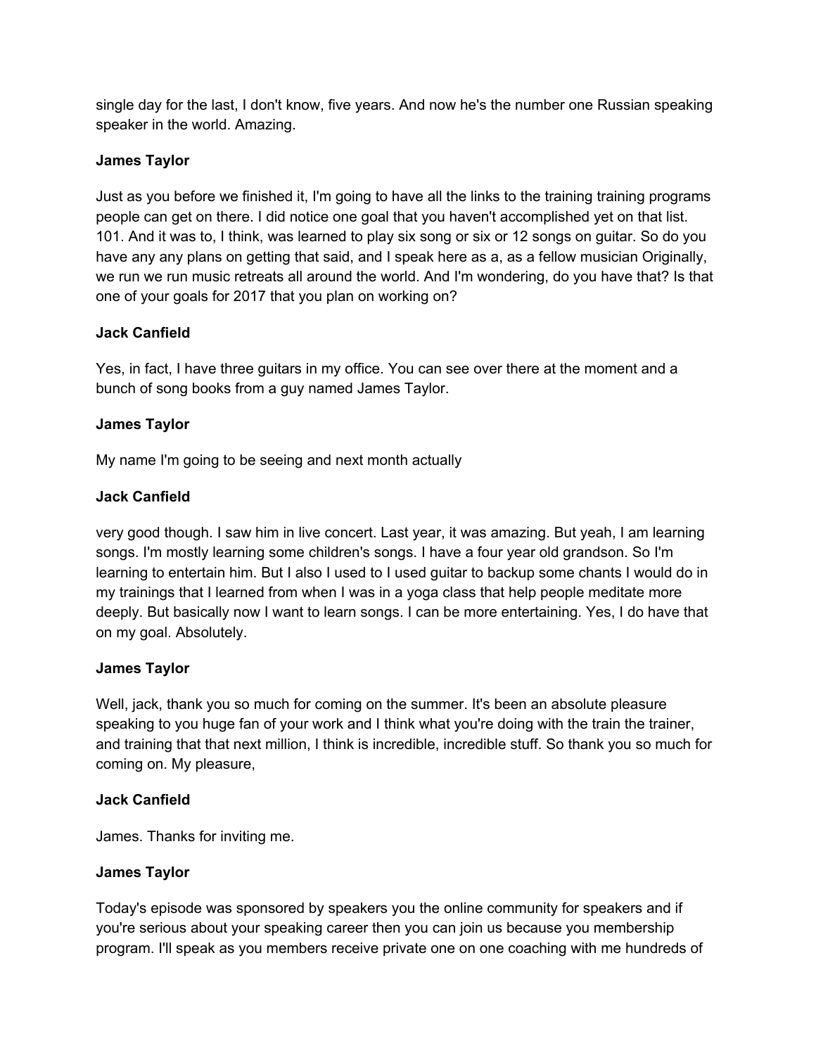single day for the last, I don't know, five years. And now he's the number one Russian speaking speaker in the world. Amazing.

**James Taylor**

Just as you before we finished it, I'm going to have all the links to the training training programs people can get on there. I did notice one goal that you haven't accomplished yet on that list. 101. And it was to, I think, was learned to play six song or six or 12 songs on guitar. So do you have any any plans on getting that said, and I speak here as a, as a fellow musician Originally, we run we run music retreats all around the world. And I'm wondering, do you have that? Is that one of your goals for 2017 that you plan on working on?

**Jack Canfield**

Yes, in fact, I have three guitars in my office. You can see over there at the moment and a bunch of song books from a guy named James Taylor.

**James Taylor**

My name I'm going to be seeing and next month actually

**Jack Canfield**

very good though. I saw him in live concert. Last year, it was amazing. But yeah, I am learning songs. I'm mostly learning some children's songs. I have a four year old grandson. So I'm learning to entertain him. But I also I used to I used guitar to backup some chants I would do in my trainings that I learned from when I was in a yoga class that help people meditate more deeply. But basically now I want to learn songs. I can be more entertaining. Yes, I do have that on my goal. Absolutely.

**James Taylor**

Well, jack, thank you so much for coming on the summer. It's been an absolute pleasure speaking to you huge fan of your work and I think what you're doing with the train the trainer, and training that that next million, I think is incredible, incredible stuff. So thank you so much for coming on. My pleasure,

**Jack Canfield**

James. Thanks for inviting me.

**James Taylor**

Today's episode was sponsored by speakers you the online community for speakers and if you're serious about your speaking career then you can join us because you membership program. I'll speak as you members receive private one on one coaching with me hundreds of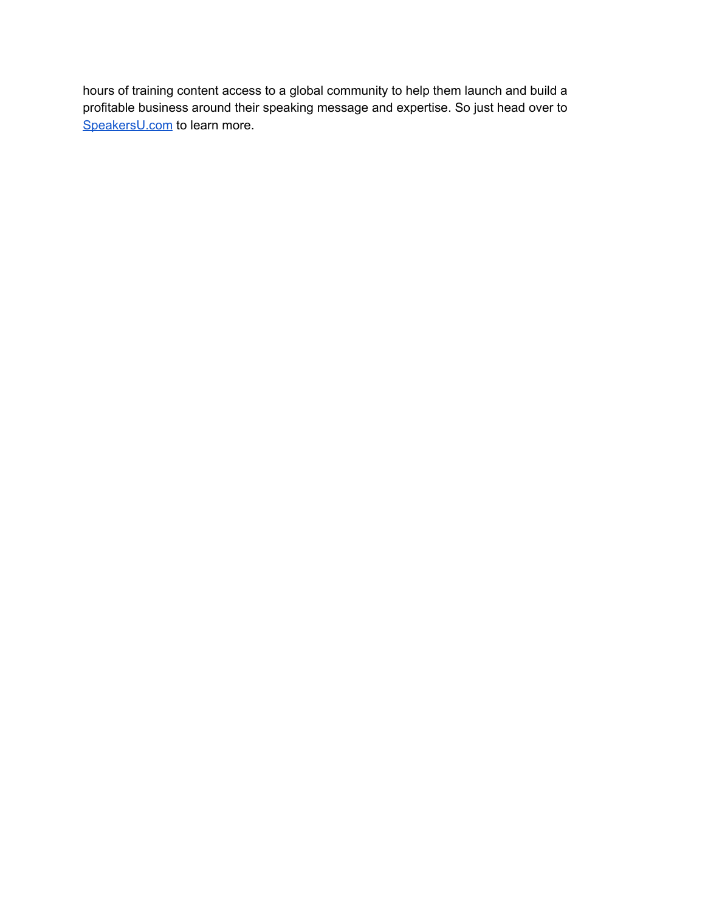hours of training content access to a global community to help them launch and build a profitable business around their speaking message and expertise. So just head over to [SpeakersU.com](http://SpeakersU.com) to learn more.